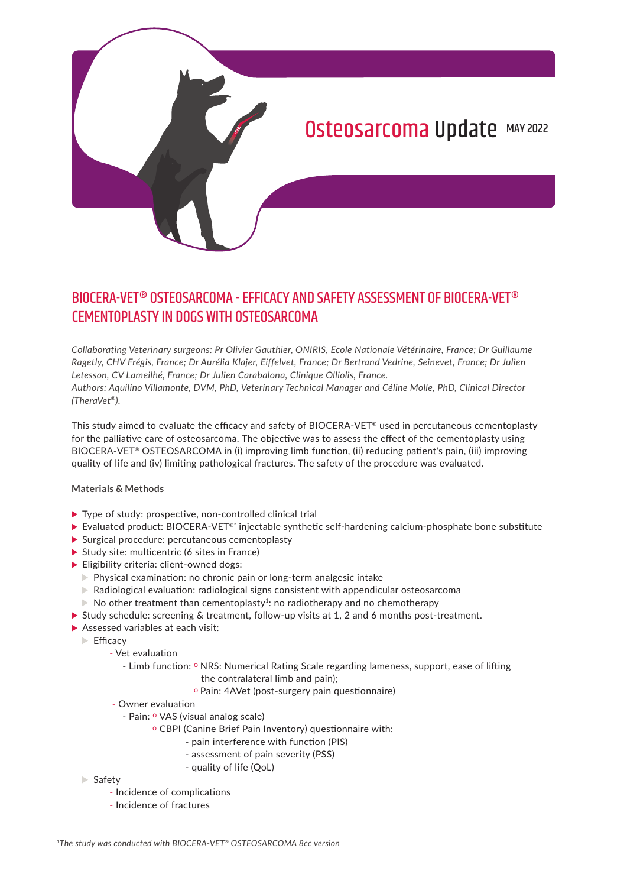# Osteosarcoma Update MAY 2022

## BIOCERA-VET® OSTEOSARCOMA - EFFICACY AND SAFETY ASSESSMENT OF BIOCERA-VET® CEMENTOPLASTY IN DOGS WITH OSTEOSARCOMA

*Collaborating Veterinary surgeons: Pr Olivier Gauthier, ONIRIS, Ecole Nationale Vétérinaire, France; Dr Guillaume Ragetly, CHV Frégis, France; Dr Aurélia Klajer, Eiffelvet, France; Dr Bertrand Vedrine, Seinevet, France; Dr Julien Letesson, CV Lameilhé, France; Dr Julien Carabalona, Clinique Olliolis, France.*
*Authors: Aquilino Villamonte, DVM, PhD, Veterinary Technical Manager and Céline Molle, PhD, Clinical Director (TheraVet®).*

This study aimed to evaluate the efficacy and safety of BIOCERA-VET® used in percutaneous cementoplasty for the palliative care of osteosarcoma. The objective was to assess the effect of the cementoplasty using BIOCERA-VET® OSTEOSARCOMA in (i) improving limb function, (ii) reducing patient's pain, (iii) improving quality of life and (iv) limiting pathological fractures. The safety of the procedure was evaluated.

**Materials & Methods**

- Type of study: prospective, non-controlled clinical trial
- Evaluated product: BIOCERA-VET®* injectable synthetic self-hardening calcium-phosphate bone substitute
- Surgical procedure: percutaneous cementoplasty
- Study site: multicentric (6 sites in France)
- Eligibility criteria: client-owned dogs:
  - Physical examination: no chronic pain or long-term analgesic intake
  - Radiological evaluation: radiological signs consistent with appendicular osteosarcoma
  - No other treatment than cementoplasty[1]: no radiotherapy and no chemotherapy
- Study schedule: screening & treatment, follow-up visits at 1, 2 and 6 months post-treatment.
- Assessed variables at each visit:
  - Efficacy
    - Vet evaluation
      - Limb function: ◦ NRS: Numerical Rating Scale regarding lameness, support, ease of lifting the contralateral limb and pain);
        ◦ Pain: 4AVet (post-surgery pain questionnaire)
    - Owner evaluation
      - Pain: ◦ VAS (visual analog scale)
        ◦ CBPI (Canine Brief Pain Inventory) questionnaire with:
          - pain interference with function (PIS)
          - assessment of pain severity (PSS)
          - quality of life (QoL)
  - Safety
    - Incidence of complications
    - Incidence of fractures

[1]*The study was conducted with BIOCERA-VET® OSTEOSARCOMA 8cc version*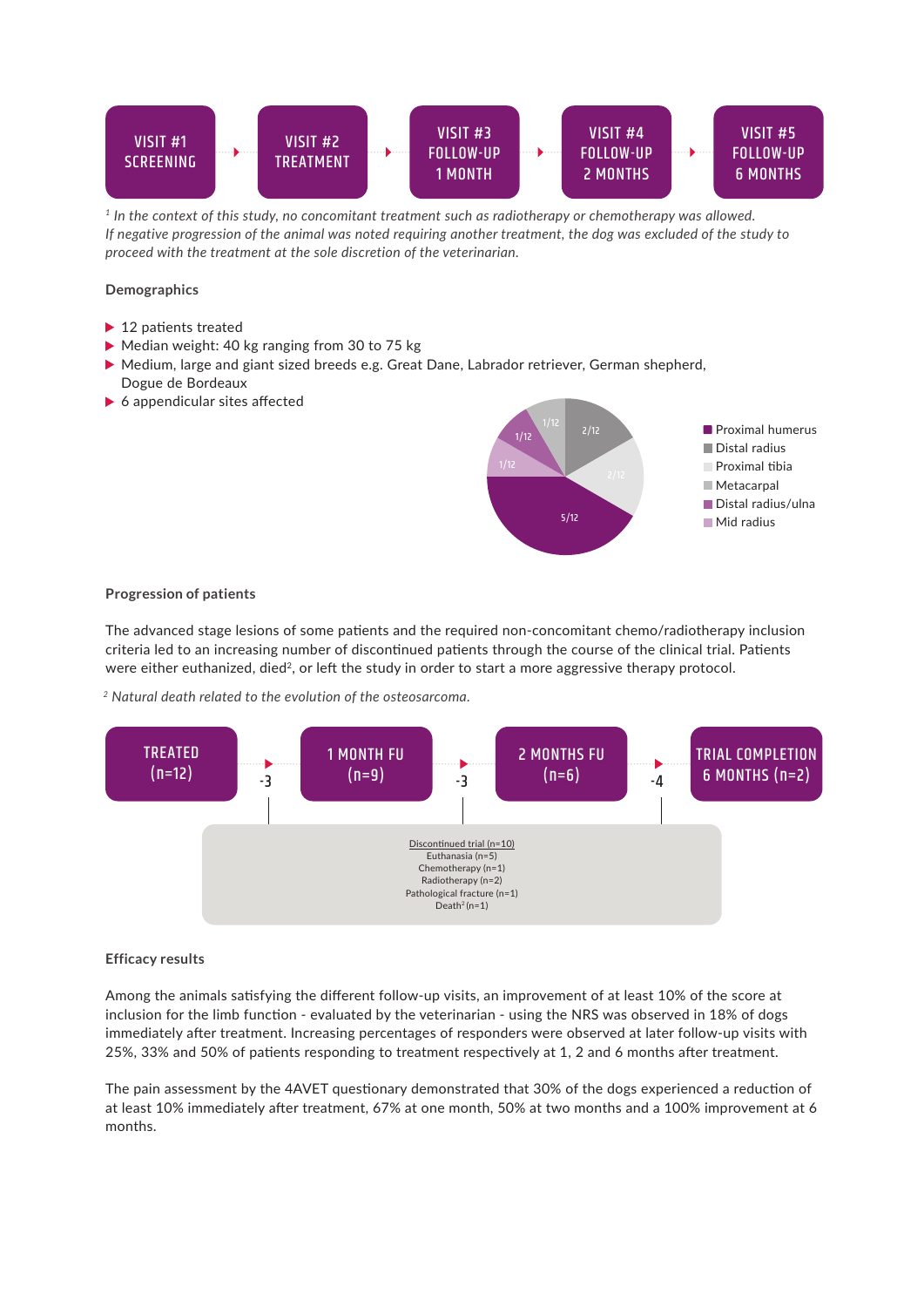VISIT #1 SCREENING → VISIT #2 TREATMENT → VISIT #3 FOLLOW-UP 1 MONTH → VISIT #4 FOLLOW-UP 2 MONTHS → VISIT #5 FOLLOW-UP 6 MONTHS

*[1] In the context of this study, no concomitant treatment such as radiotherapy or chemotherapy was allowed. If negative progression of the animal was noted requiring another treatment, the dog was excluded of the study to proceed with the treatment at the sole discretion of the veterinarian.*

### Demographics

- 12 patients treated
- Median weight: 40 kg ranging from 30 to 75 kg
- Medium, large and giant sized breeds e.g. Great Dane, Labrador retriever, German shepherd, Dogue de Bordeaux
- 6 appendicular sites affected

| Site | Proportion |
| --- | --- |
| Proximal humerus | 5/12 |
| Distal radius | 2/12 |
| Proximal tibia | 2/12 |
| Metacarpal | 1/12 |
| Distal radius/ulna | 1/12 |
| Mid radius | 1/12 |

### Progression of patients

The advanced stage lesions of some patients and the required non-concomitant chemo/radiotherapy inclusion criteria led to an increasing number of discontinued patients through the course of the clinical trial. Patients were either euthanized, died[2], or left the study in order to start a more aggressive therapy protocol.

*[2] Natural death related to the evolution of the osteosarcoma.*

TREATED (n=12) → -3 → 1 MONTH FU (n=9) → -3 → 2 MONTHS FU (n=6) → -4 → TRIAL COMPLETION 6 MONTHS (n=2)

Discontinued trial (n=10)
Euthanasia (n=5)
Chemotherapy (n=1)
Radiotherapy (n=2)
Pathological fracture (n=1)
Death[2] (n=1)

### Efficacy results

Among the animals satisfying the different follow-up visits, an improvement of at least 10% of the score at inclusion for the limb function - evaluated by the veterinarian - using the NRS was observed in 18% of dogs immediately after treatment. Increasing percentages of responders were observed at later follow-up visits with 25%, 33% and 50% of patients responding to treatment respectively at 1, 2 and 6 months after treatment.

The pain assessment by the 4AVET questionary demonstrated that 30% of the dogs experienced a reduction of at least 10% immediately after treatment, 67% at one month, 50% at two months and a 100% improvement at 6 months.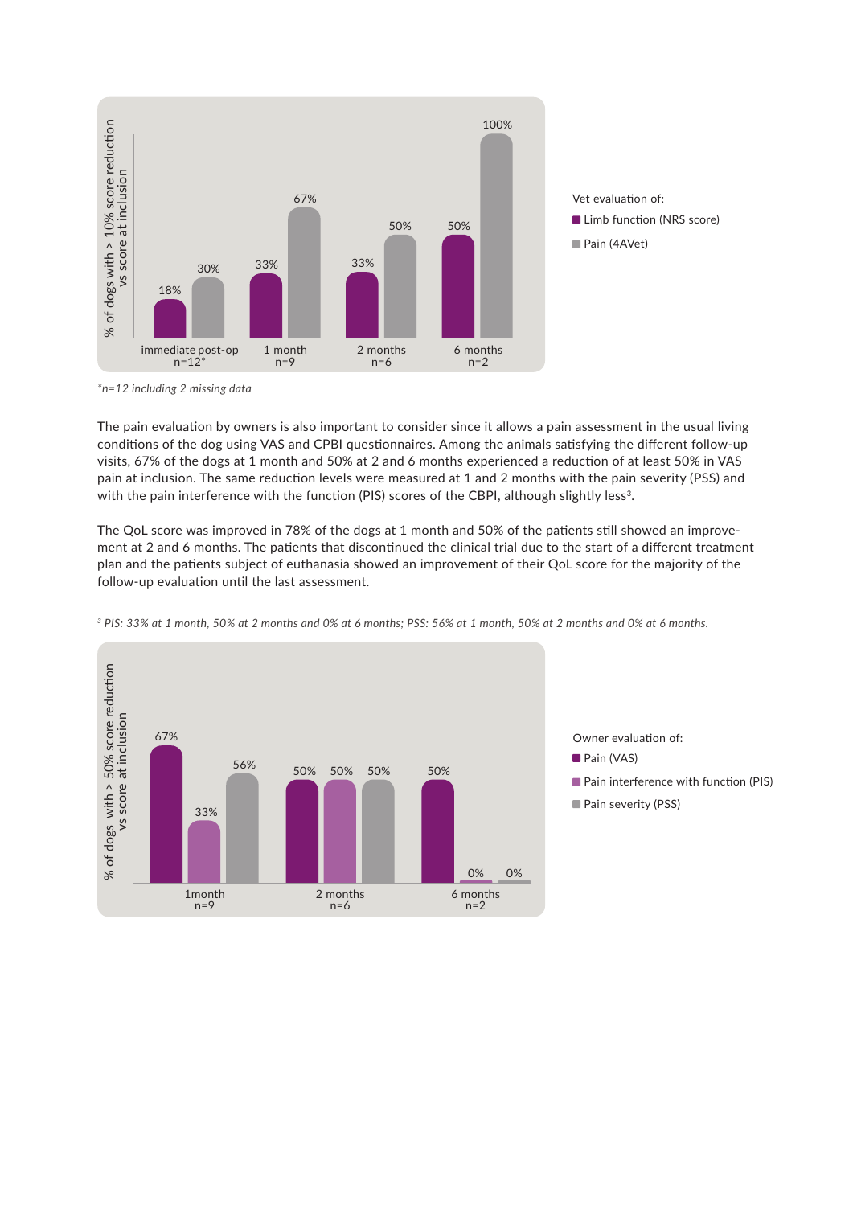| | immediate post-op n=12* | 1 month n=9 | 2 months n=6 | 6 months n=2 |
|---|---|---|---|---|
| Limb function (NRS score) | 18% | 33% | 33% | 50% |
| Pain (4AVet) | 30% | 67% | 50% | 100% |

% of dogs with > 10% score reduction vs score at inclusion

Vet evaluation of:
- Limb function (NRS score)
- Pain (4AVet)

*\*n=12 including 2 missing data*

The pain evaluation by owners is also important to consider since it allows a pain assessment in the usual living conditions of the dog using VAS and CPBI questionnaires. Among the animals satisfying the different follow-up visits, 67% of the dogs at 1 month and 50% at 2 and 6 months experienced a reduction of at least 50% in VAS pain at inclusion. The same reduction levels were measured at 1 and 2 months with the pain severity (PSS) and with the pain interference with the function (PIS) scores of the CBPI, although slightly less[3].

The QoL score was improved in 78% of the dogs at 1 month and 50% of the patients still showed an improvement at 2 and 6 months. The patients that discontinued the clinical trial due to the start of a different treatment plan and the patients subject of euthanasia showed an improvement of their QoL score for the majority of the follow-up evaluation until the last assessment.

*[3] PIS: 33% at 1 month, 50% at 2 months and 0% at 6 months; PSS: 56% at 1 month, 50% at 2 months and 0% at 6 months.*

| | 1month n=9 | 2 months n=6 | 6 months n=2 |
|---|---|---|---|
| Pain (VAS) | 67% | 50% | 50% |
| Pain interference with function (PIS) | 33% | 50% | 0% |
| Pain severity (PSS) | 56% | 50% | 0% |

% of dogs with > 50% score reduction vs score at inclusion

Owner evaluation of:
- Pain (VAS)
- Pain interference with function (PIS)
- Pain severity (PSS)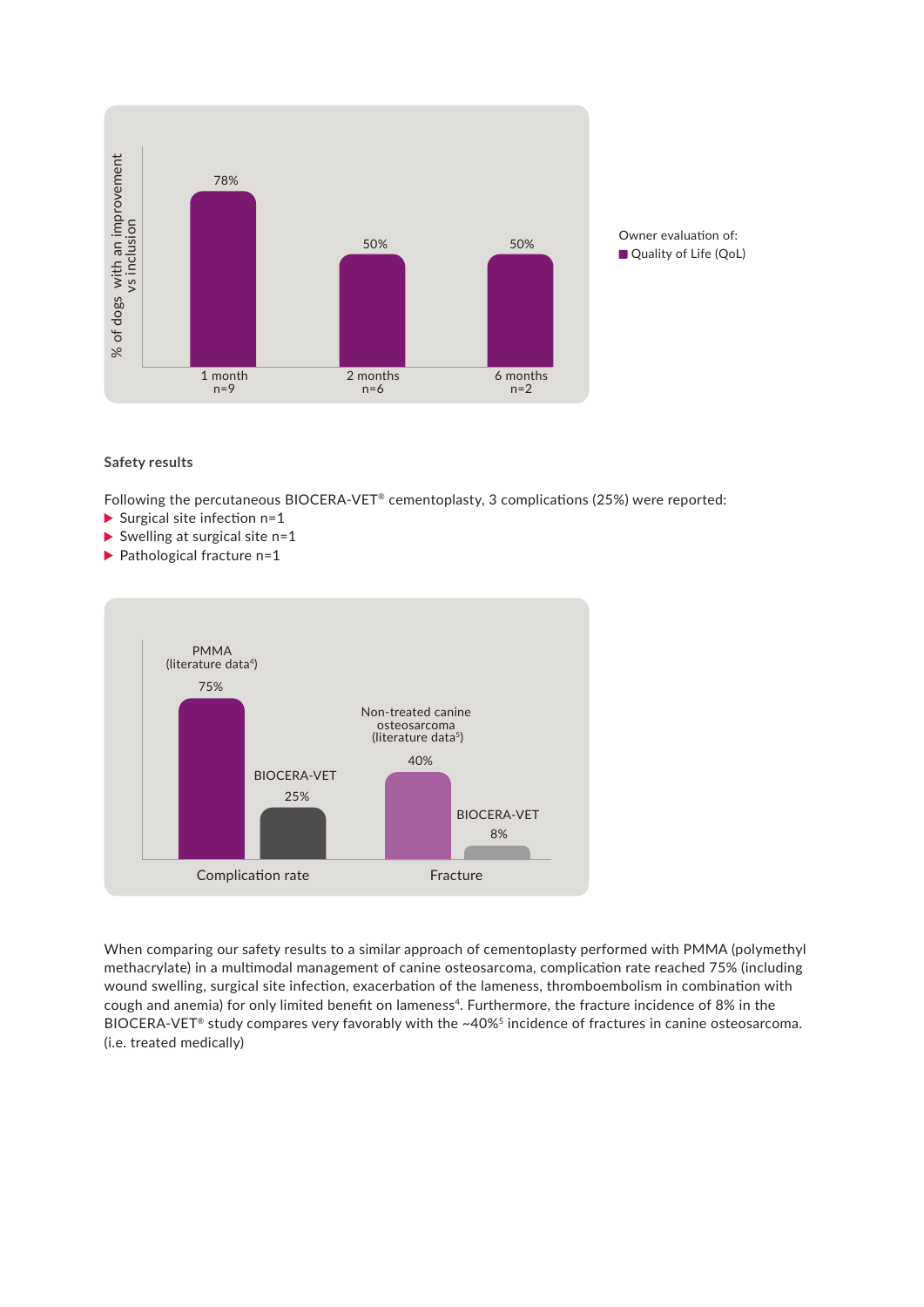| | 1 month (n=9) | 2 months (n=6) | 6 months (n=2) |
|---|---|---|---|
| % of dogs with an improvement vs inclusion | 78% | 50% | 50% |

Owner evaluation of:
Quality of Life (QoL)

**Safety results**

Following the percutaneous BIOCERA-VET® cementoplasty, 3 complications (25%) were reported:

- Surgical site infection n=1
- Swelling at surgical site n=1
- Pathological fracture n=1

| | PMMA (literature data[4]) | BIOCERA-VET |
|---|---|---|
| Complication rate | 75% | 25% |

| | Non-treated canine osteosarcoma (literature data[5]) | BIOCERA-VET |
|---|---|---|
| Fracture | 40% | 8% |

When comparing our safety results to a similar approach of cementoplasty performed with PMMA (polymethyl methacrylate) in a multimodal management of canine osteosarcoma, complication rate reached 75% (including wound swelling, surgical site infection, exacerbation of the lameness, thromboembolism in combination with cough and anemia) for only limited benefit on lameness[4]. Furthermore, the fracture incidence of 8% in the BIOCERA-VET® study compares very favorably with the ~40%[5] incidence of fractures in canine osteosarcoma. (i.e. treated medically)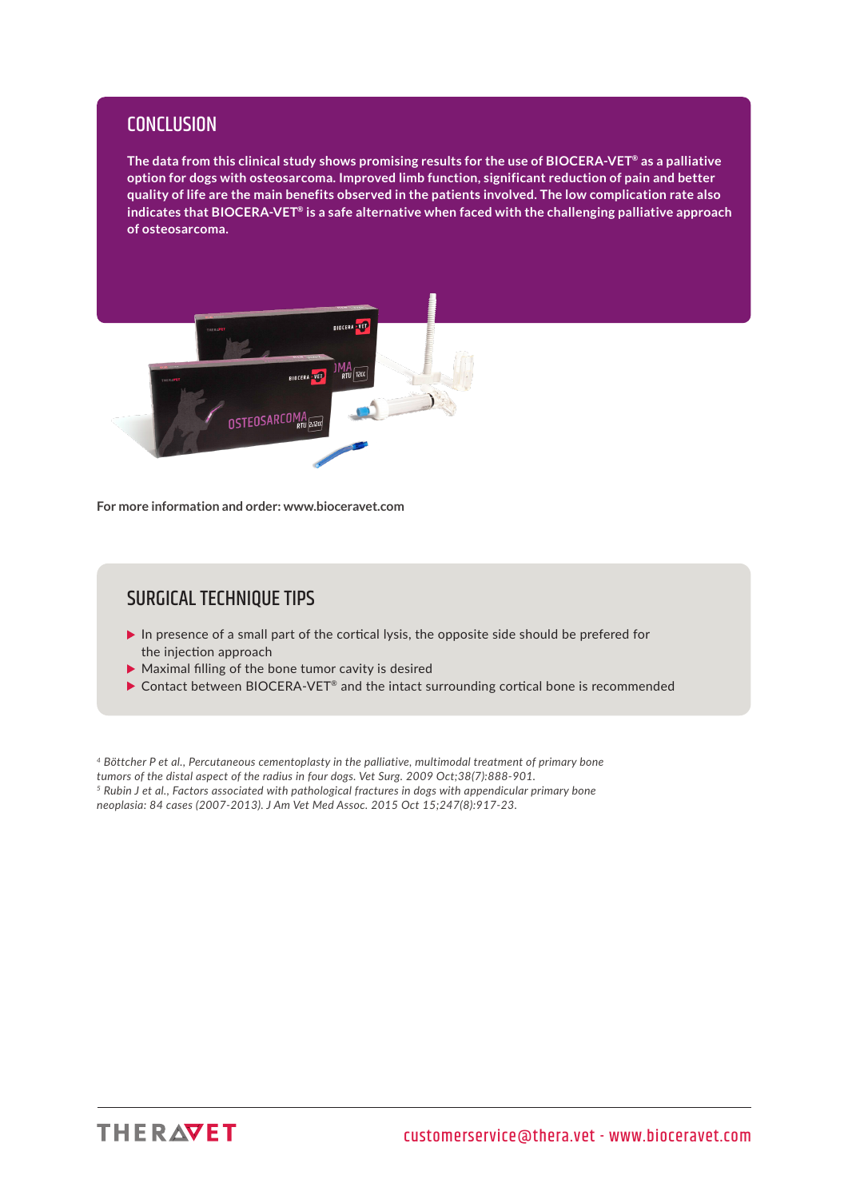## CONCLUSION

**The data from this clinical study shows promising results for the use of BIOCERA-VET® as a palliative option for dogs with osteosarcoma. Improved limb function, significant reduction of pain and better quality of life are the main benefits observed in the patients involved. The low complication rate also indicates that BIOCERA-VET® is a safe alternative when faced with the challenging palliative approach of osteosarcoma.**

**For more information and order: www.bioceravet.com**

## SURGICAL TECHNIQUE TIPS

- In presence of a small part of the cortical lysis, the opposite side should be prefered for the injection approach
- Maximal filling of the bone tumor cavity is desired
- Contact between BIOCERA-VET® and the intact surrounding cortical bone is recommended

[4] *Böttcher P et al., Percutaneous cementoplasty in the palliative, multimodal treatment of primary bone tumors of the distal aspect of the radius in four dogs. Vet Surg. 2009 Oct;38(7):888-901.*
[5] *Rubin J et al., Factors associated with pathological fractures in dogs with appendicular primary bone neoplasia: 84 cases (2007-2013). J Am Vet Med Assoc. 2015 Oct 15;247(8):917-23.*

THERAVET

customerservice@thera.vet - www.bioceravet.com